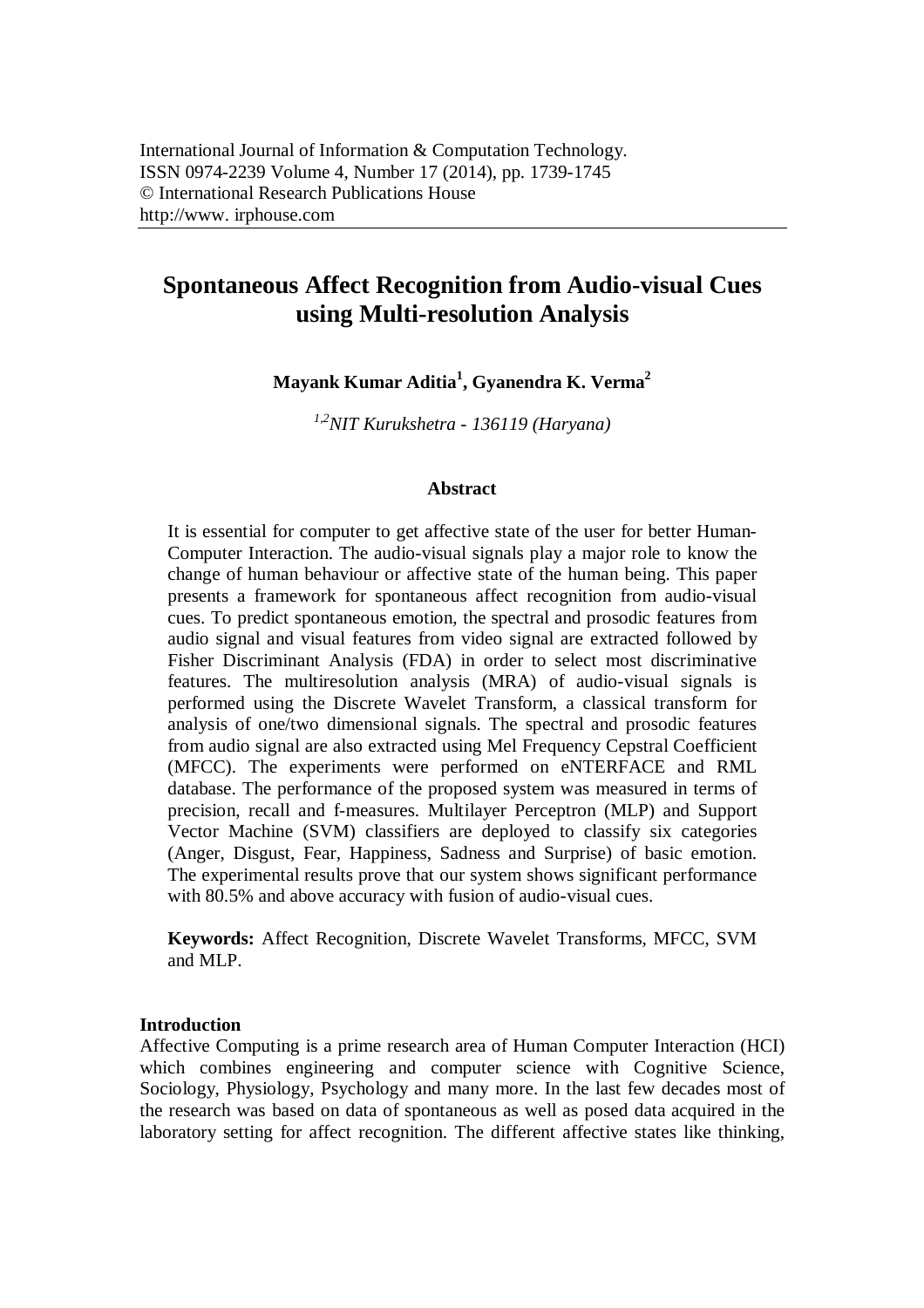International Journal of Information & Computation Technology.
ISSN 0974-2239 Volume 4, Number 17 (2014), pp. 1739-1745
© International Research Publications House
http://www. irphouse.com

# Spontaneous Affect Recognition from Audio-visual Cues using Multi-resolution Analysis

**Mayank Kumar Aditia[1], Gyanendra K. Verma[2]**

*[1,2]NIT Kurukshetra - 136119 (Haryana)*

### Abstract

It is essential for computer to get affective state of the user for better Human-Computer Interaction. The audio-visual signals play a major role to know the change of human behaviour or affective state of the human being. This paper presents a framework for spontaneous affect recognition from audio-visual cues. To predict spontaneous emotion, the spectral and prosodic features from audio signal and visual features from video signal are extracted followed by Fisher Discriminant Analysis (FDA) in order to select most discriminative features. The multiresolution analysis (MRA) of audio-visual signals is performed using the Discrete Wavelet Transform, a classical transform for analysis of one/two dimensional signals. The spectral and prosodic features from audio signal are also extracted using Mel Frequency Cepstral Coefficient (MFCC). The experiments were performed on eNTERFACE and RML database. The performance of the proposed system was measured in terms of precision, recall and f-measures. Multilayer Perceptron (MLP) and Support Vector Machine (SVM) classifiers are deployed to classify six categories (Anger, Disgust, Fear, Happiness, Sadness and Surprise) of basic emotion. The experimental results prove that our system shows significant performance with 80.5% and above accuracy with fusion of audio-visual cues.

**Keywords:** Affect Recognition, Discrete Wavelet Transforms, MFCC, SVM and MLP.

## Introduction

Affective Computing is a prime research area of Human Computer Interaction (HCI) which combines engineering and computer science with Cognitive Science, Sociology, Physiology, Psychology and many more. In the last few decades most of the research was based on data of spontaneous as well as posed data acquired in the laboratory setting for affect recognition. The different affective states like thinking,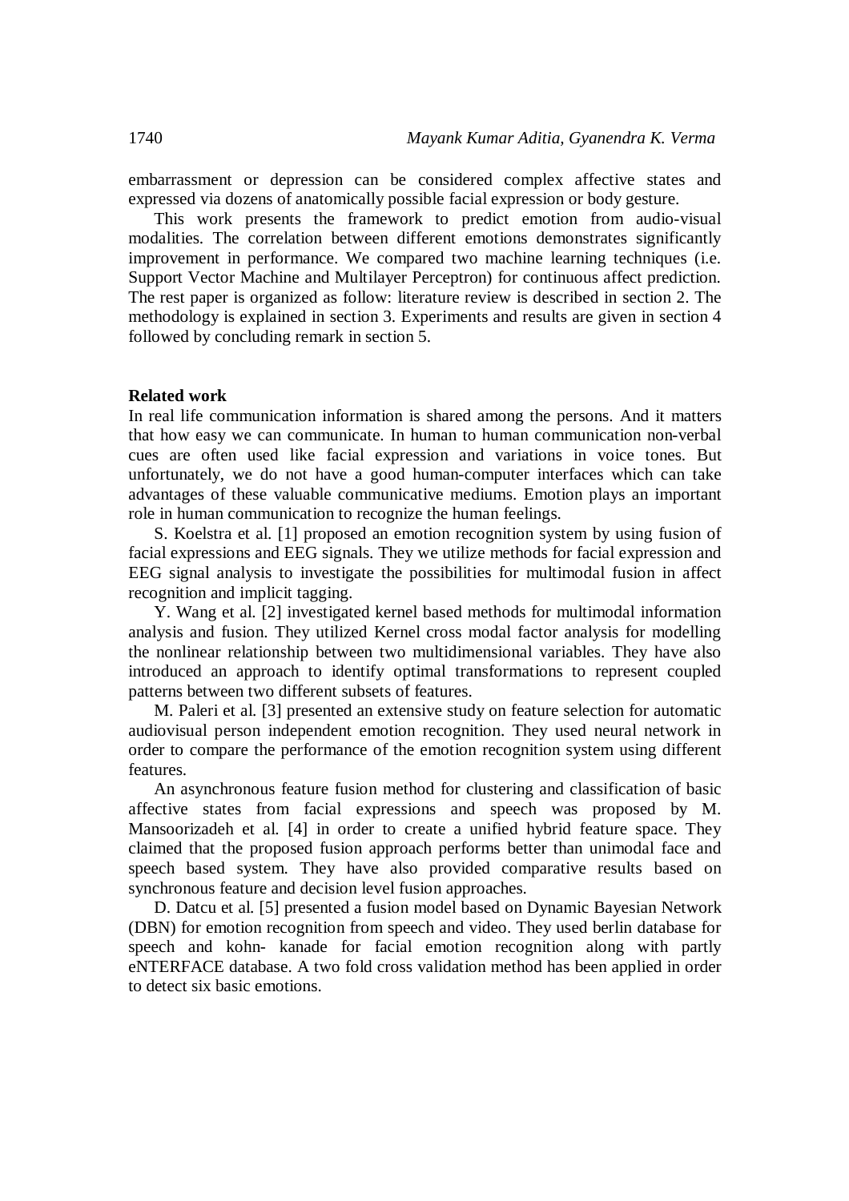embarrassment or depression can be considered complex affective states and expressed via dozens of anatomically possible facial expression or body gesture.

This work presents the framework to predict emotion from audio-visual modalities. The correlation between different emotions demonstrates significantly improvement in performance. We compared two machine learning techniques (i.e. Support Vector Machine and Multilayer Perceptron) for continuous affect prediction. The rest paper is organized as follow: literature review is described in section 2. The methodology is explained in section 3. Experiments and results are given in section 4 followed by concluding remark in section 5.

## Related work

In real life communication information is shared among the persons. And it matters that how easy we can communicate. In human to human communication non-verbal cues are often used like facial expression and variations in voice tones. But unfortunately, we do not have a good human-computer interfaces which can take advantages of these valuable communicative mediums. Emotion plays an important role in human communication to recognize the human feelings.

S. Koelstra et al. [1] proposed an emotion recognition system by using fusion of facial expressions and EEG signals. They we utilize methods for facial expression and EEG signal analysis to investigate the possibilities for multimodal fusion in affect recognition and implicit tagging.

Y. Wang et al. [2] investigated kernel based methods for multimodal information analysis and fusion. They utilized Kernel cross modal factor analysis for modelling the nonlinear relationship between two multidimensional variables. They have also introduced an approach to identify optimal transformations to represent coupled patterns between two different subsets of features.

M. Paleri et al. [3] presented an extensive study on feature selection for automatic audiovisual person independent emotion recognition. They used neural network in order to compare the performance of the emotion recognition system using different features.

An asynchronous feature fusion method for clustering and classification of basic affective states from facial expressions and speech was proposed by M. Mansoorizadeh et al. [4] in order to create a unified hybrid feature space. They claimed that the proposed fusion approach performs better than unimodal face and speech based system. They have also provided comparative results based on synchronous feature and decision level fusion approaches.

D. Datcu et al. [5] presented a fusion model based on Dynamic Bayesian Network (DBN) for emotion recognition from speech and video. They used berlin database for speech and kohn- kanade for facial emotion recognition along with partly eNTERFACE database. A two fold cross validation method has been applied in order to detect six basic emotions.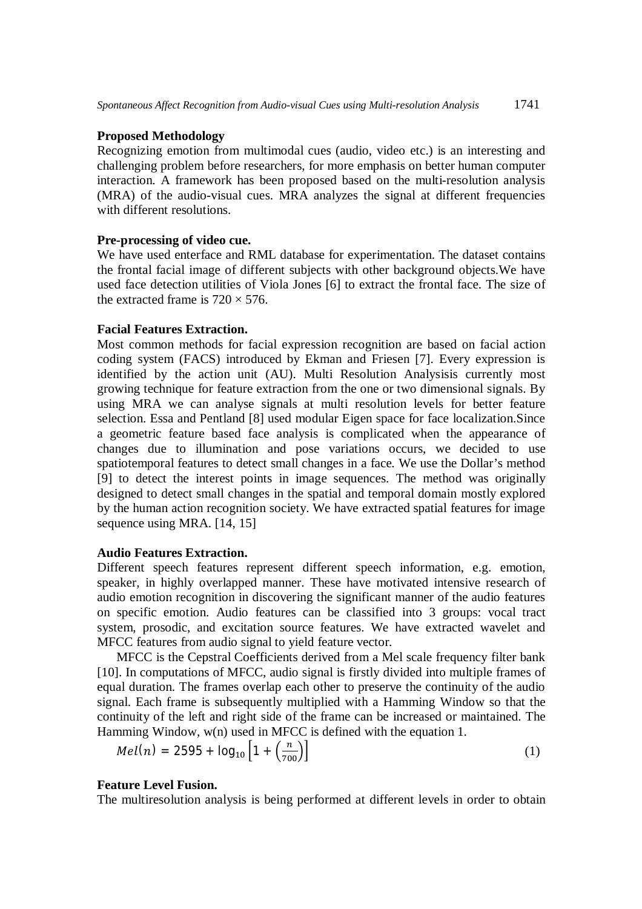**Proposed Methodology**

Recognizing emotion from multimodal cues (audio, video etc.) is an interesting and challenging problem before researchers, for more emphasis on better human computer interaction. A framework has been proposed based on the multi-resolution analysis (MRA) of the audio-visual cues. MRA analyzes the signal at different frequencies with different resolutions.

**Pre-processing of video cue.**

We have used enterface and RML database for experimentation. The dataset contains the frontal facial image of different subjects with other background objects.We have used face detection utilities of Viola Jones [6] to extract the frontal face. The size of the extracted frame is $720 \times 576$.

**Facial Features Extraction.**

Most common methods for facial expression recognition are based on facial action coding system (FACS) introduced by Ekman and Friesen [7]. Every expression is identified by the action unit (AU). Multi Resolution Analysisis currently most growing technique for feature extraction from the one or two dimensional signals. By using MRA we can analyse signals at multi resolution levels for better feature selection. Essa and Pentland [8] used modular Eigen space for face localization.Since a geometric feature based face analysis is complicated when the appearance of changes due to illumination and pose variations occurs, we decided to use spatiotemporal features to detect small changes in a face. We use the Dollar's method [9] to detect the interest points in image sequences. The method was originally designed to detect small changes in the spatial and temporal domain mostly explored by the human action recognition society. We have extracted spatial features for image sequence using MRA. [14, 15]

**Audio Features Extraction.**

Different speech features represent different speech information, e.g. emotion, speaker, in highly overlapped manner. These have motivated intensive research of audio emotion recognition in discovering the significant manner of the audio features on specific emotion. Audio features can be classified into 3 groups: vocal tract system, prosodic, and excitation source features. We have extracted wavelet and MFCC features from audio signal to yield feature vector.

MFCC is the Cepstral Coefficients derived from a Mel scale frequency filter bank [10]. In computations of MFCC, audio signal is firstly divided into multiple frames of equal duration. The frames overlap each other to preserve the continuity of the audio signal. Each frame is subsequently multiplied with a Hamming Window so that the continuity of the left and right side of the frame can be increased or maintained. The Hamming Window, w(n) used in MFCC is defined with the equation 1.

$$Mel(n) = 2595 + \log_{10}\left[1 + \left(\frac{n}{700}\right)\right] \tag{1}$$

**Feature Level Fusion.**

The multiresolution analysis is being performed at different levels in order to obtain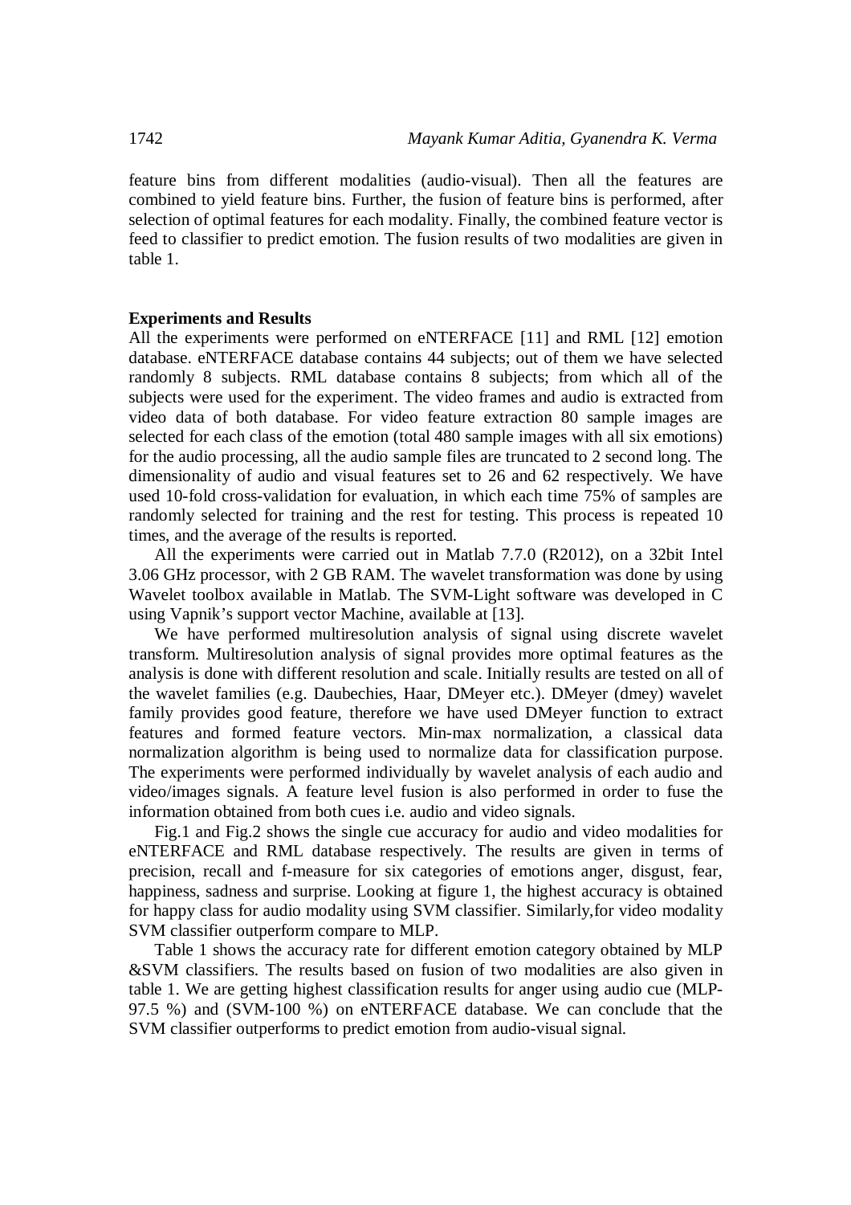feature bins from different modalities (audio-visual). Then all the features are combined to yield feature bins. Further, the fusion of feature bins is performed, after selection of optimal features for each modality. Finally, the combined feature vector is feed to classifier to predict emotion. The fusion results of two modalities are given in table 1.

**Experiments and Results**

All the experiments were performed on eNTERFACE [11] and RML [12] emotion database. eNTERFACE database contains 44 subjects; out of them we have selected randomly 8 subjects. RML database contains 8 subjects; from which all of the subjects were used for the experiment. The video frames and audio is extracted from video data of both database. For video feature extraction 80 sample images are selected for each class of the emotion (total 480 sample images with all six emotions) for the audio processing, all the audio sample files are truncated to 2 second long. The dimensionality of audio and visual features set to 26 and 62 respectively. We have used 10-fold cross-validation for evaluation, in which each time 75% of samples are randomly selected for training and the rest for testing. This process is repeated 10 times, and the average of the results is reported.

All the experiments were carried out in Matlab 7.7.0 (R2012), on a 32bit Intel 3.06 GHz processor, with 2 GB RAM. The wavelet transformation was done by using Wavelet toolbox available in Matlab. The SVM-Light software was developed in C using Vapnik's support vector Machine, available at [13].

We have performed multiresolution analysis of signal using discrete wavelet transform. Multiresolution analysis of signal provides more optimal features as the analysis is done with different resolution and scale. Initially results are tested on all of the wavelet families (e.g. Daubechies, Haar, DMeyer etc.). DMeyer (dmey) wavelet family provides good feature, therefore we have used DMeyer function to extract features and formed feature vectors. Min-max normalization, a classical data normalization algorithm is being used to normalize data for classification purpose. The experiments were performed individually by wavelet analysis of each audio and video/images signals. A feature level fusion is also performed in order to fuse the information obtained from both cues i.e. audio and video signals.

Fig.1 and Fig.2 shows the single cue accuracy for audio and video modalities for eNTERFACE and RML database respectively. The results are given in terms of precision, recall and f-measure for six categories of emotions anger, disgust, fear, happiness, sadness and surprise. Looking at figure 1, the highest accuracy is obtained for happy class for audio modality using SVM classifier. Similarly,for video modality SVM classifier outperform compare to MLP.

Table 1 shows the accuracy rate for different emotion category obtained by MLP &SVM classifiers. The results based on fusion of two modalities are also given in table 1. We are getting highest classification results for anger using audio cue (MLP-97.5 %) and (SVM-100 %) on eNTERFACE database. We can conclude that the SVM classifier outperforms to predict emotion from audio-visual signal.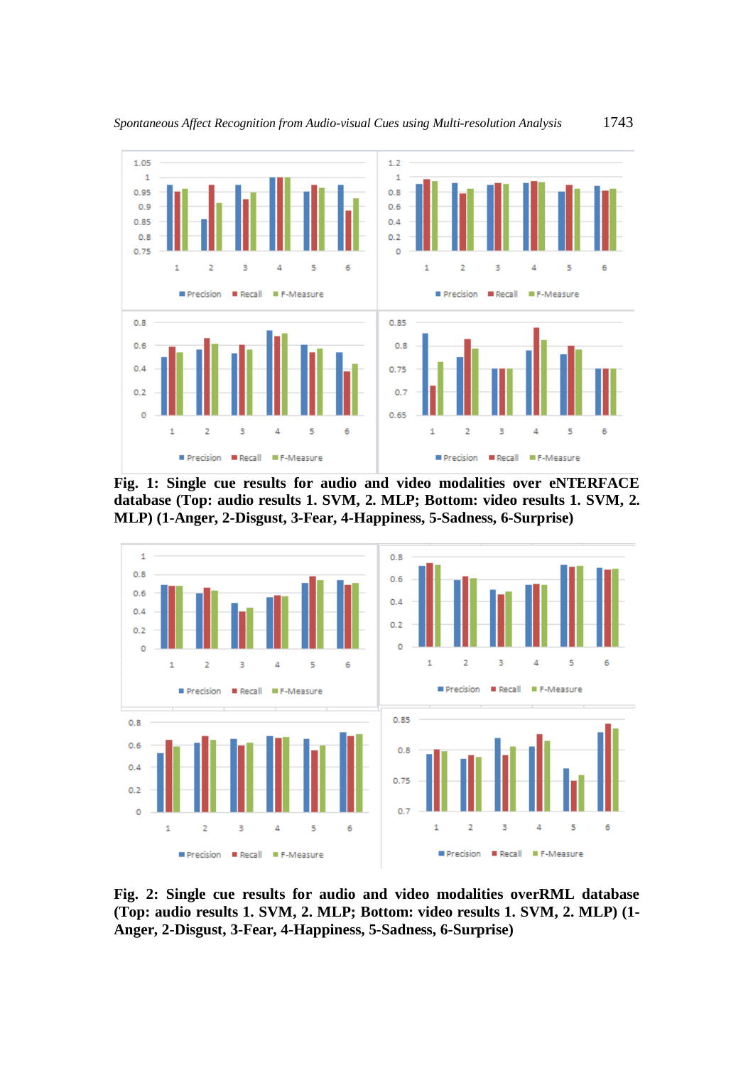**Fig. 1: Single cue results for audio and video modalities over eNTERFACE database (Top: audio results 1. SVM, 2. MLP; Bottom: video results 1. SVM, 2. MLP) (1-Anger, 2-Disgust, 3-Fear, 4-Happiness, 5-Sadness, 6-Surprise)**

**Fig. 2: Single cue results for audio and video modalities overRML database (Top: audio results 1. SVM, 2. MLP; Bottom: video results 1. SVM, 2. MLP) (1-Anger, 2-Disgust, 3-Fear, 4-Happiness, 5-Sadness, 6-Surprise)**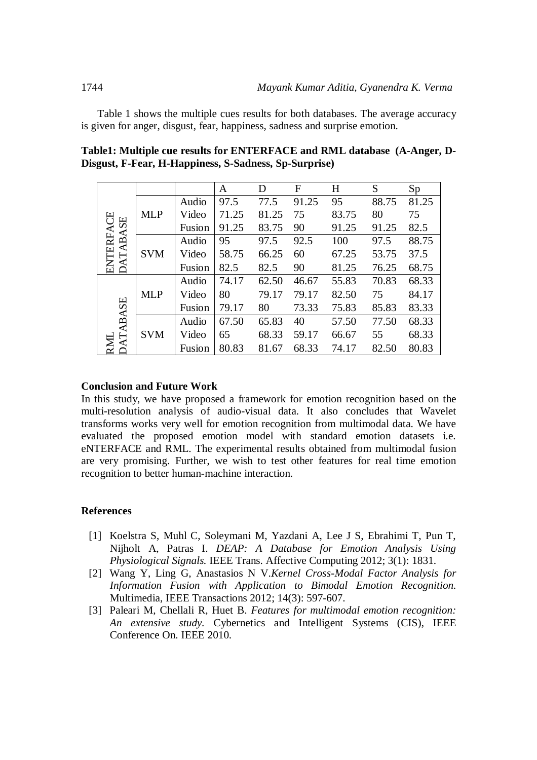Table 1 shows the multiple cues results for both databases. The average accuracy is given for anger, disgust, fear, happiness, sadness and surprise emotion.

**Table1: Multiple cue results for ENTERFACE and RML database (A-Anger, D-Disgust, F-Fear, H-Happiness, S-Sadness, Sp-Surprise)**

| | | | A | D | F | H | S | Sp |
|---|---|---|---|---|---|---|---|---|
| ENTERFACE DATABASE | MLP | Audio | 97.5 | 77.5 | 91.25 | 95 | 88.75 | 81.25 |
| | | Video | 71.25 | 81.25 | 75 | 83.75 | 80 | 75 |
| | | Fusion | 91.25 | 83.75 | 90 | 91.25 | 91.25 | 82.5 |
| | SVM | Audio | 95 | 97.5 | 92.5 | 100 | 97.5 | 88.75 |
| | | Video | 58.75 | 66.25 | 60 | 67.25 | 53.75 | 37.5 |
| | | Fusion | 82.5 | 82.5 | 90 | 81.25 | 76.25 | 68.75 |
| RML DATABASE | MLP | Audio | 74.17 | 62.50 | 46.67 | 55.83 | 70.83 | 68.33 |
| | | Video | 80 | 79.17 | 79.17 | 82.50 | 75 | 84.17 |
| | | Fusion | 79.17 | 80 | 73.33 | 75.83 | 85.83 | 83.33 |
| | SVM | Audio | 67.50 | 65.83 | 40 | 57.50 | 77.50 | 68.33 |
| | | Video | 65 | 68.33 | 59.17 | 66.67 | 55 | 68.33 |
| | | Fusion | 80.83 | 81.67 | 68.33 | 74.17 | 82.50 | 80.83 |

## Conclusion and Future Work

In this study, we have proposed a framework for emotion recognition based on the multi-resolution analysis of audio-visual data. It also concludes that Wavelet transforms works very well for emotion recognition from multimodal data. We have evaluated the proposed emotion model with standard emotion datasets i.e. eNTERFACE and RML. The experimental results obtained from multimodal fusion are very promising. Further, we wish to test other features for real time emotion recognition to better human-machine interaction.

## References

[1] Koelstra S, Muhl C, Soleymani M, Yazdani A, Lee J S, Ebrahimi T, Pun T, Nijholt A, Patras I. *DEAP: A Database for Emotion Analysis Using Physiological Signals.* IEEE Trans. Affective Computing 2012; 3(1): 1831.

[2] Wang Y, Ling G, Anastasios N V.*Kernel Cross-Modal Factor Analysis for Information Fusion with Application to Bimodal Emotion Recognition.* Multimedia, IEEE Transactions 2012; 14(3): 597-607.

[3] Paleari M, Chellali R, Huet B. *Features for multimodal emotion recognition: An extensive study.* Cybernetics and Intelligent Systems (CIS), IEEE Conference On. IEEE 2010.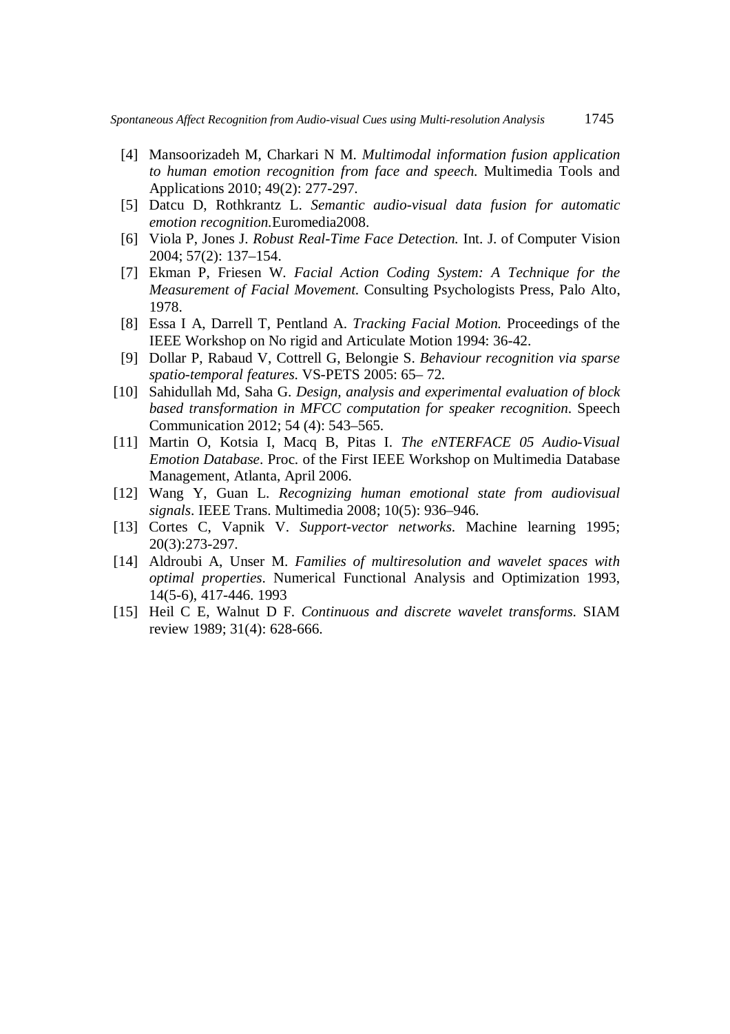[4] Mansoorizadeh M, Charkari N M. *Multimodal information fusion application to human emotion recognition from face and speech*. Multimedia Tools and Applications 2010; 49(2): 277-297.

[5] Datcu D, Rothkrantz L. *Semantic audio-visual data fusion for automatic emotion recognition*.Euromedia2008.

[6] Viola P, Jones J. *Robust Real-Time Face Detection*. Int. J. of Computer Vision 2004; 57(2): 137–154.

[7] Ekman P, Friesen W. *Facial Action Coding System: A Technique for the Measurement of Facial Movement*. Consulting Psychologists Press, Palo Alto, 1978.

[8] Essa I A, Darrell T, Pentland A. *Tracking Facial Motion*. Proceedings of the IEEE Workshop on No rigid and Articulate Motion 1994: 36-42.

[9] Dollar P, Rabaud V, Cottrell G, Belongie S. *Behaviour recognition via sparse spatio-temporal features*. VS-PETS 2005: 65– 72.

[10] Sahidullah Md, Saha G. *Design, analysis and experimental evaluation of block based transformation in MFCC computation for speaker recognition*. Speech Communication 2012; 54 (4): 543–565.

[11] Martin O, Kotsia I, Macq B, Pitas I. *The eNTERFACE 05 Audio-Visual Emotion Database*. Proc. of the First IEEE Workshop on Multimedia Database Management, Atlanta, April 2006.

[12] Wang Y, Guan L. *Recognizing human emotional state from audiovisual signals*. IEEE Trans. Multimedia 2008; 10(5): 936–946.

[13] Cortes C, Vapnik V. *Support-vector networks*. Machine learning 1995; 20(3):273-297.

[14] Aldroubi A, Unser M. *Families of multiresolution and wavelet spaces with optimal properties*. Numerical Functional Analysis and Optimization 1993, 14(5-6), 417-446. 1993

[15] Heil C E, Walnut D F. *Continuous and discrete wavelet transforms*. SIAM review 1989; 31(4): 628-666.